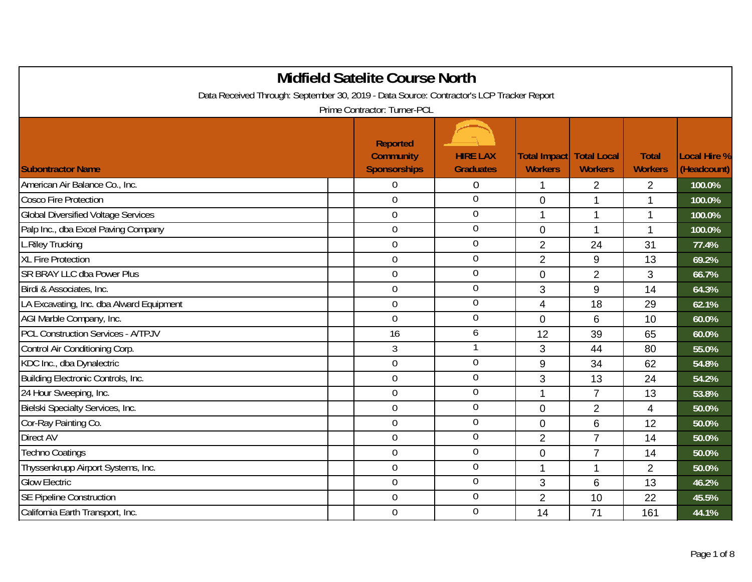# Midfield Satelite Course North

Data Received Through: September 30, 2019 - Data Source: Contractor's LCP Tracker Report

Prime Contractor: Turner-PCL

| Subontractor Name | Reported Community Sponsorships | HIRE LAX Graduates | Total Impact Workers | Total Local Workers | Total Workers | Local Hire % (Headcount) |
|---|---|---|---|---|---|---|
| American Air Balance Co., Inc. | 0 | 0 | 1 | 2 | 2 | 100.0% |
| Cosco Fire Protection | 0 | 0 | 0 | 1 | 1 | 100.0% |
| Global Diversified Voltage Services | 0 | 0 | 1 | 1 | 1 | 100.0% |
| Palp Inc., dba Excel Paving Company | 0 | 0 | 0 | 1 | 1 | 100.0% |
| L.Riley Trucking | 0 | 0 | 2 | 24 | 31 | 77.4% |
| XL Fire Protection | 0 | 0 | 2 | 9 | 13 | 69.2% |
| SR BRAY LLC dba Power Plus | 0 | 0 | 0 | 2 | 3 | 66.7% |
| Birdi & Associates, Inc. | 0 | 0 | 3 | 9 | 14 | 64.3% |
| LA Excavating, Inc. dba Alward Equipment | 0 | 0 | 4 | 18 | 29 | 62.1% |
| AGI Marble Company, Inc. | 0 | 0 | 0 | 6 | 10 | 60.0% |
| PCL Construction Services - A/TPJV | 16 | 6 | 12 | 39 | 65 | 60.0% |
| Control Air Conditioning Corp. | 3 | 1 | 3 | 44 | 80 | 55.0% |
| KDC Inc., dba Dynalectric | 0 | 0 | 9 | 34 | 62 | 54.8% |
| Building Electronic Controls, Inc. | 0 | 0 | 3 | 13 | 24 | 54.2% |
| 24 Hour Sweeping, Inc. | 0 | 0 | 1 | 7 | 13 | 53.8% |
| Bielski Specialty Services, Inc. | 0 | 0 | 0 | 2 | 4 | 50.0% |
| Cor-Ray Painting Co. | 0 | 0 | 0 | 6 | 12 | 50.0% |
| Direct AV | 0 | 0 | 2 | 7 | 14 | 50.0% |
| Techno Coatings | 0 | 0 | 0 | 7 | 14 | 50.0% |
| Thyssenkrupp Airport Systems, Inc. | 0 | 0 | 1 | 1 | 2 | 50.0% |
| Glow Electric | 0 | 0 | 3 | 6 | 13 | 46.2% |
| SE Pipeline Construction | 0 | 0 | 2 | 10 | 22 | 45.5% |
| California Earth Transport, Inc. | 0 | 0 | 14 | 71 | 161 | 44.1% |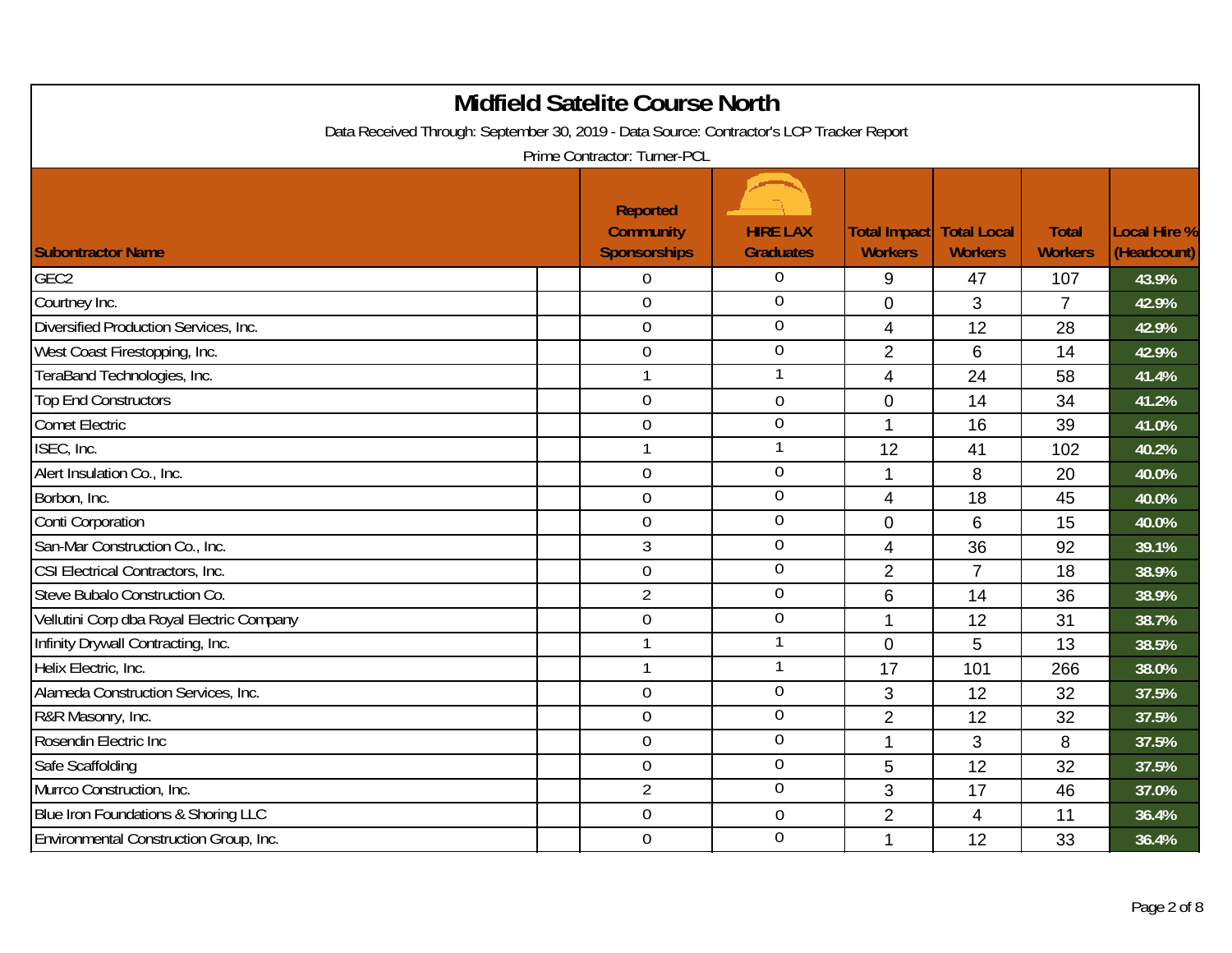# Midfield Satelite Course North

Data Received Through: September 30, 2019 - Data Source: Contractor's LCP Tracker Report

Prime Contractor: Turner-PCL

| Subontractor Name | Reported Community Sponsorships | HIRE LAX Graduates | Total Impact Workers | Total Local Workers | Total Workers | Local Hire % (Headcount) |
|---|---|---|---|---|---|---|
| GEC2 | 0 | 0 | 9 | 47 | 107 | 43.9% |
| Courtney Inc. | 0 | 0 | 0 | 3 | 7 | 42.9% |
| Diversified Production Services, Inc. | 0 | 0 | 4 | 12 | 28 | 42.9% |
| West Coast Firestopping, Inc. | 0 | 0 | 2 | 6 | 14 | 42.9% |
| TeraBand Technologies, Inc. | 1 | 1 | 4 | 24 | 58 | 41.4% |
| Top End Constructors | 0 | 0 | 0 | 14 | 34 | 41.2% |
| Comet Electric | 0 | 0 | 1 | 16 | 39 | 41.0% |
| ISEC, Inc. | 1 | 1 | 12 | 41 | 102 | 40.2% |
| Alert Insulation Co., Inc. | 0 | 0 | 1 | 8 | 20 | 40.0% |
| Borbon, Inc. | 0 | 0 | 4 | 18 | 45 | 40.0% |
| Conti Corporation | 0 | 0 | 0 | 6 | 15 | 40.0% |
| San-Mar Construction Co., Inc. | 3 | 0 | 4 | 36 | 92 | 39.1% |
| CSI Electrical Contractors, Inc. | 0 | 0 | 2 | 7 | 18 | 38.9% |
| Steve Bubalo Construction Co. | 2 | 0 | 6 | 14 | 36 | 38.9% |
| Vellutini Corp dba Royal Electric Company | 0 | 0 | 1 | 12 | 31 | 38.7% |
| Infinity Drywall Contracting, Inc. | 1 | 1 | 0 | 5 | 13 | 38.5% |
| Helix Electric, Inc. | 1 | 1 | 17 | 101 | 266 | 38.0% |
| Alameda Construction Services, Inc. | 0 | 0 | 3 | 12 | 32 | 37.5% |
| R&R Masonry, Inc. | 0 | 0 | 2 | 12 | 32 | 37.5% |
| Rosendin Electric Inc | 0 | 0 | 1 | 3 | 8 | 37.5% |
| Safe Scaffolding | 0 | 0 | 5 | 12 | 32 | 37.5% |
| Murrco Construction, Inc. | 2 | 0 | 3 | 17 | 46 | 37.0% |
| Blue Iron Foundations & Shoring LLC | 0 | 0 | 2 | 4 | 11 | 36.4% |
| Environmental Construction Group, Inc. | 0 | 0 | 1 | 12 | 33 | 36.4% |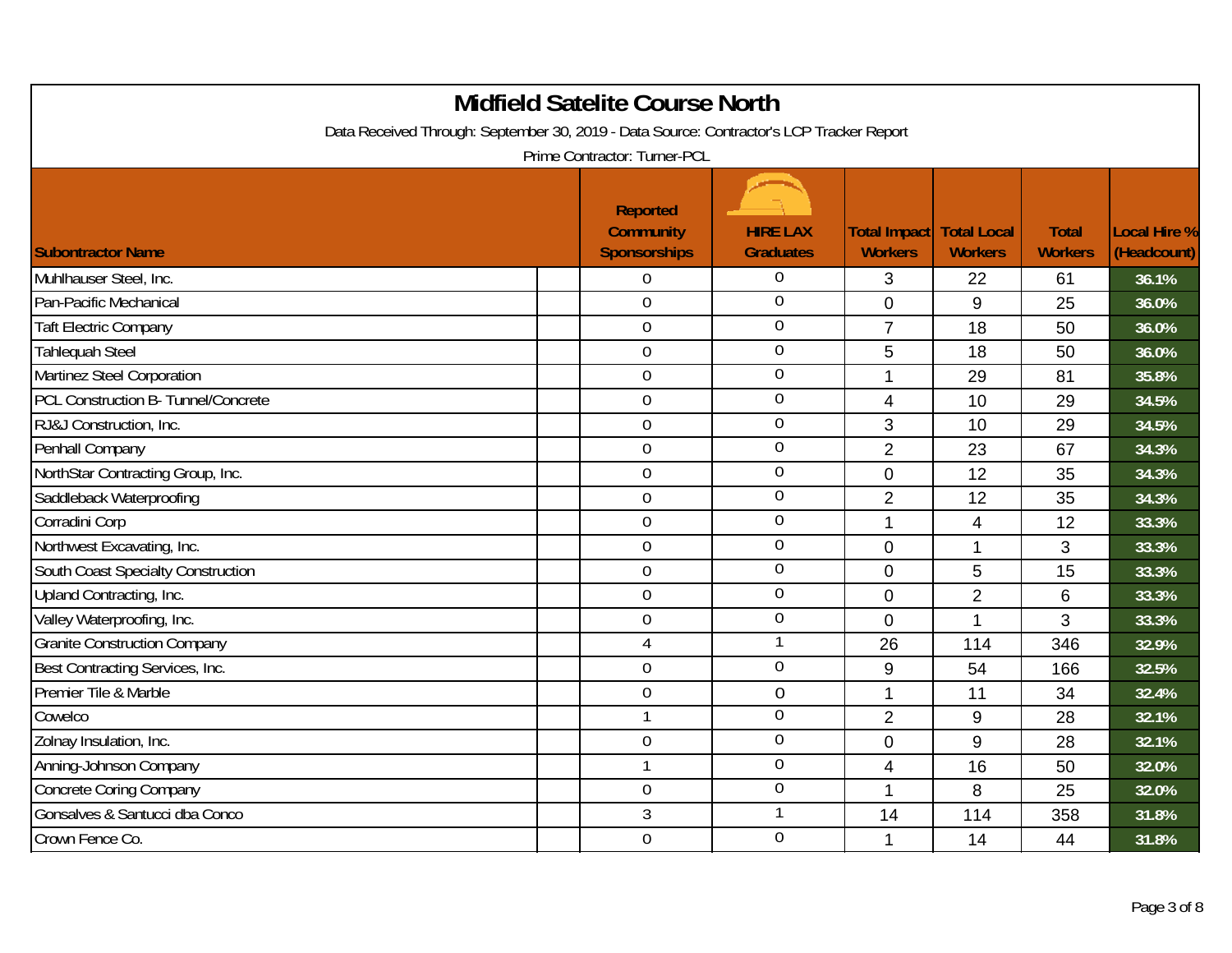# Midfield Satelite Course North

Data Received Through: September 30, 2019 - Data Source: Contractor's LCP Tracker Report

Prime Contractor: Turner-PCL

| Subontractor Name | Reported Community Sponsorships | HIRE LAX Graduates | Total Impact Workers | Total Local Workers | Total Workers | Local Hire % (Headcount) |
|---|---|---|---|---|---|---|
| Muhlhauser Steel, Inc. | 0 | 0 | 3 | 22 | 61 | 36.1% |
| Pan-Pacific Mechanical | 0 | 0 | 0 | 9 | 25 | 36.0% |
| Taft Electric Company | 0 | 0 | 7 | 18 | 50 | 36.0% |
| Tahlequah Steel | 0 | 0 | 5 | 18 | 50 | 36.0% |
| Martinez Steel Corporation | 0 | 0 | 1 | 29 | 81 | 35.8% |
| PCL Construction B- Tunnel/Concrete | 0 | 0 | 4 | 10 | 29 | 34.5% |
| RJ&J Construction, Inc. | 0 | 0 | 3 | 10 | 29 | 34.5% |
| Penhall Company | 0 | 0 | 2 | 23 | 67 | 34.3% |
| NorthStar Contracting Group, Inc. | 0 | 0 | 0 | 12 | 35 | 34.3% |
| Saddleback Waterproofing | 0 | 0 | 2 | 12 | 35 | 34.3% |
| Corradini Corp | 0 | 0 | 1 | 4 | 12 | 33.3% |
| Northwest Excavating, Inc. | 0 | 0 | 0 | 1 | 3 | 33.3% |
| South Coast Specialty Construction | 0 | 0 | 0 | 5 | 15 | 33.3% |
| Upland Contracting, Inc. | 0 | 0 | 0 | 2 | 6 | 33.3% |
| Valley Waterproofing, Inc. | 0 | 0 | 0 | 1 | 3 | 33.3% |
| Granite Construction Company | 4 | 1 | 26 | 114 | 346 | 32.9% |
| Best Contracting Services, Inc. | 0 | 0 | 9 | 54 | 166 | 32.5% |
| Premier Tile & Marble | 0 | 0 | 1 | 11 | 34 | 32.4% |
| Cowelco | 1 | 0 | 2 | 9 | 28 | 32.1% |
| Zolnay Insulation, Inc. | 0 | 0 | 0 | 9 | 28 | 32.1% |
| Anning-Johnson Company | 1 | 0 | 4 | 16 | 50 | 32.0% |
| Concrete Coring Company | 0 | 0 | 1 | 8 | 25 | 32.0% |
| Gonsalves & Santucci dba Conco | 3 | 1 | 14 | 114 | 358 | 31.8% |
| Crown Fence Co. | 0 | 0 | 1 | 14 | 44 | 31.8% |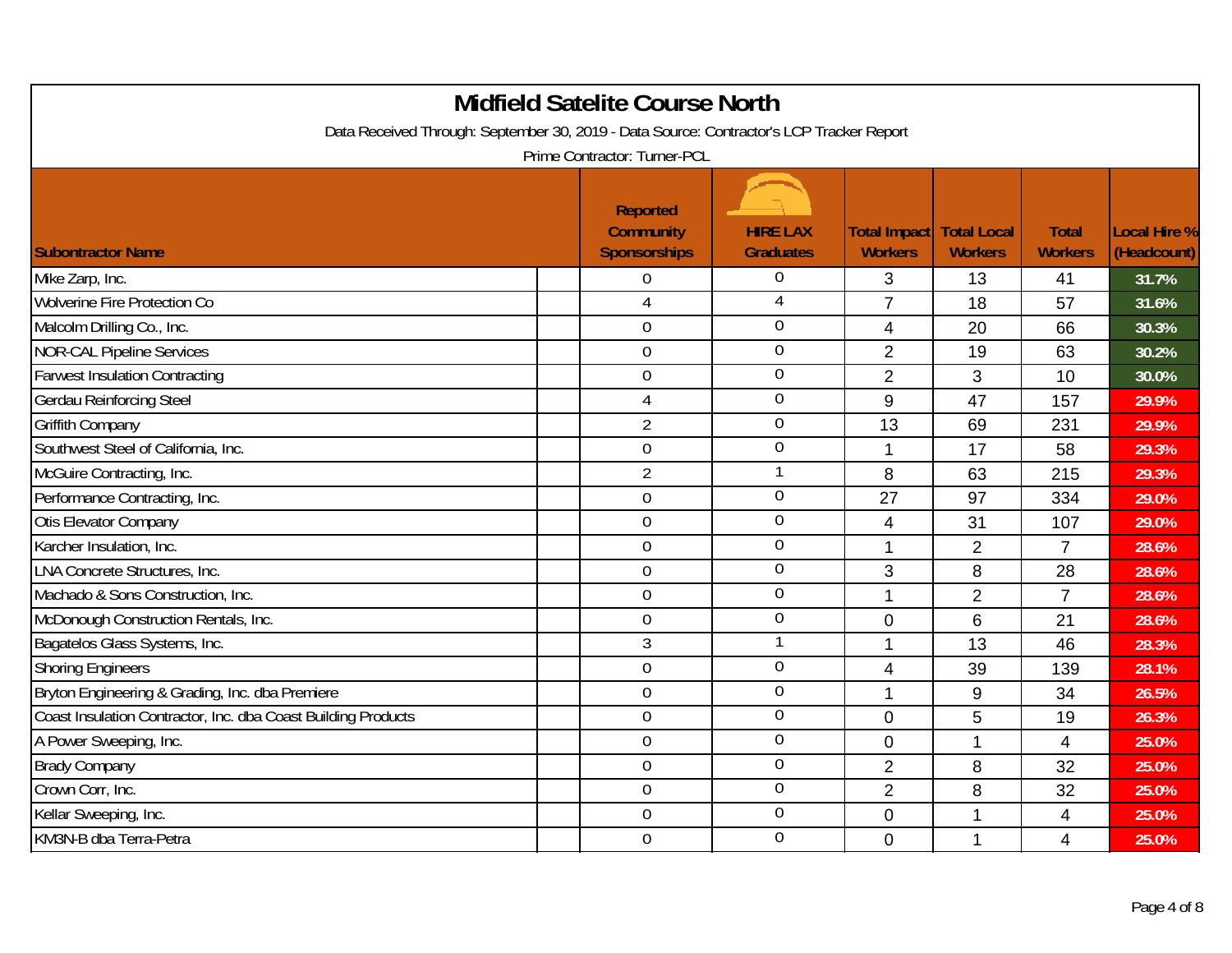# Midfield Satelite Course North

Data Received Through: September 30, 2019 - Data Source: Contractor's LCP Tracker Report

Prime Contractor: Turner-PCL

| Subontractor Name | Reported Community Sponsorships | HIRE LAX Graduates | Total Impact Workers | Total Local Workers | Total Workers | Local Hire % (Headcount) |
|---|---|---|---|---|---|---|
| Mike Zarp, Inc. | 0 | 0 | 3 | 13 | 41 | 31.7% |
| Wolverine Fire Protection Co | 4 | 4 | 7 | 18 | 57 | 31.6% |
| Malcolm Drilling Co., Inc. | 0 | 0 | 4 | 20 | 66 | 30.3% |
| NOR-CAL Pipeline Services | 0 | 0 | 2 | 19 | 63 | 30.2% |
| Farwest Insulation Contracting | 0 | 0 | 2 | 3 | 10 | 30.0% |
| Gerdau Reinforcing Steel | 4 | 0 | 9 | 47 | 157 | 29.9% |
| Griffith Company | 2 | 0 | 13 | 69 | 231 | 29.9% |
| Southwest Steel of California, Inc. | 0 | 0 | 1 | 17 | 58 | 29.3% |
| McGuire Contracting, Inc. | 2 | 1 | 8 | 63 | 215 | 29.3% |
| Performance Contracting, Inc. | 0 | 0 | 27 | 97 | 334 | 29.0% |
| Otis Elevator Company | 0 | 0 | 4 | 31 | 107 | 29.0% |
| Karcher Insulation, Inc. | 0 | 0 | 1 | 2 | 7 | 28.6% |
| LNA Concrete Structures, Inc. | 0 | 0 | 3 | 8 | 28 | 28.6% |
| Machado & Sons Construction, Inc. | 0 | 0 | 1 | 2 | 7 | 28.6% |
| McDonough Construction Rentals, Inc. | 0 | 0 | 0 | 6 | 21 | 28.6% |
| Bagatelos Glass Systems, Inc. | 3 | 1 | 1 | 13 | 46 | 28.3% |
| Shoring Engineers | 0 | 0 | 4 | 39 | 139 | 28.1% |
| Bryton Engineering & Grading, Inc. dba Premiere | 0 | 0 | 1 | 9 | 34 | 26.5% |
| Coast Insulation Contractor, Inc. dba Coast Building Products | 0 | 0 | 0 | 5 | 19 | 26.3% |
| A Power Sweeping, Inc. | 0 | 0 | 0 | 1 | 4 | 25.0% |
| Brady Company | 0 | 0 | 2 | 8 | 32 | 25.0% |
| Crown Corr, Inc. | 0 | 0 | 2 | 8 | 32 | 25.0% |
| Kellar Sweeping, Inc. | 0 | 0 | 0 | 1 | 4 | 25.0% |
| KM3N-B dba Terra-Petra | 0 | 0 | 0 | 1 | 4 | 25.0% |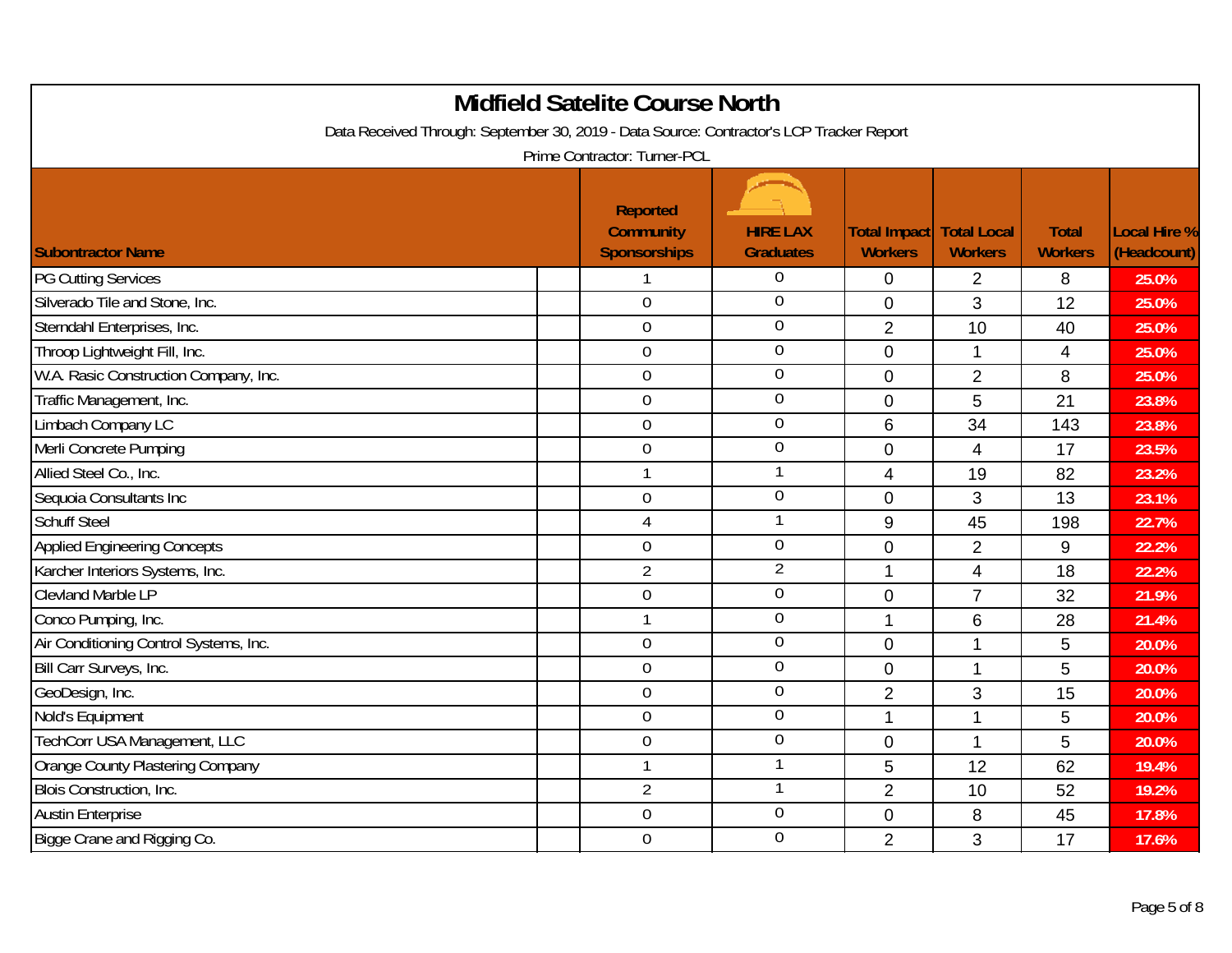# Midfield Satelite Course North

Data Received Through: September 30, 2019 - Data Source: Contractor's LCP Tracker Report

Prime Contractor: Turner-PCL

| Subontractor Name | Reported Community Sponsorships | HIRE LAX Graduates | Total Impact Workers | Total Local Workers | Total Workers | Local Hire % (Headcount) |
|---|---|---|---|---|---|---|
| PG Cutting Services | 1 | 0 | 0 | 2 | 8 | 25.0% |
| Silverado Tile and Stone, Inc. | 0 | 0 | 0 | 3 | 12 | 25.0% |
| Sterndahl Enterprises, Inc. | 0 | 0 | 2 | 10 | 40 | 25.0% |
| Throop Lightweight Fill, Inc. | 0 | 0 | 0 | 1 | 4 | 25.0% |
| W.A. Rasic Construction Company, Inc. | 0 | 0 | 0 | 2 | 8 | 25.0% |
| Traffic Management, Inc. | 0 | 0 | 0 | 5 | 21 | 23.8% |
| Limbach Company LC | 0 | 0 | 6 | 34 | 143 | 23.8% |
| Merli Concrete Pumping | 0 | 0 | 0 | 4 | 17 | 23.5% |
| Allied Steel Co., Inc. | 1 | 1 | 4 | 19 | 82 | 23.2% |
| Sequoia Consultants Inc | 0 | 0 | 0 | 3 | 13 | 23.1% |
| Schuff Steel | 4 | 1 | 9 | 45 | 198 | 22.7% |
| Applied Engineering Concepts | 0 | 0 | 0 | 2 | 9 | 22.2% |
| Karcher Interiors Systems, Inc. | 2 | 2 | 1 | 4 | 18 | 22.2% |
| Clevland Marble LP | 0 | 0 | 0 | 7 | 32 | 21.9% |
| Conco Pumping, Inc. | 1 | 0 | 1 | 6 | 28 | 21.4% |
| Air Conditioning Control Systems, Inc. | 0 | 0 | 0 | 1 | 5 | 20.0% |
| Bill Carr Surveys, Inc. | 0 | 0 | 0 | 1 | 5 | 20.0% |
| GeoDesign, Inc. | 0 | 0 | 2 | 3 | 15 | 20.0% |
| Nold's Equipment | 0 | 0 | 1 | 1 | 5 | 20.0% |
| TechCorr USA Management, LLC | 0 | 0 | 0 | 1 | 5 | 20.0% |
| Orange County Plastering Company | 1 | 1 | 5 | 12 | 62 | 19.4% |
| Blois Construction, Inc. | 2 | 1 | 2 | 10 | 52 | 19.2% |
| Austin Enterprise | 0 | 0 | 0 | 8 | 45 | 17.8% |
| Bigge Crane and Rigging Co. | 0 | 0 | 2 | 3 | 17 | 17.6% |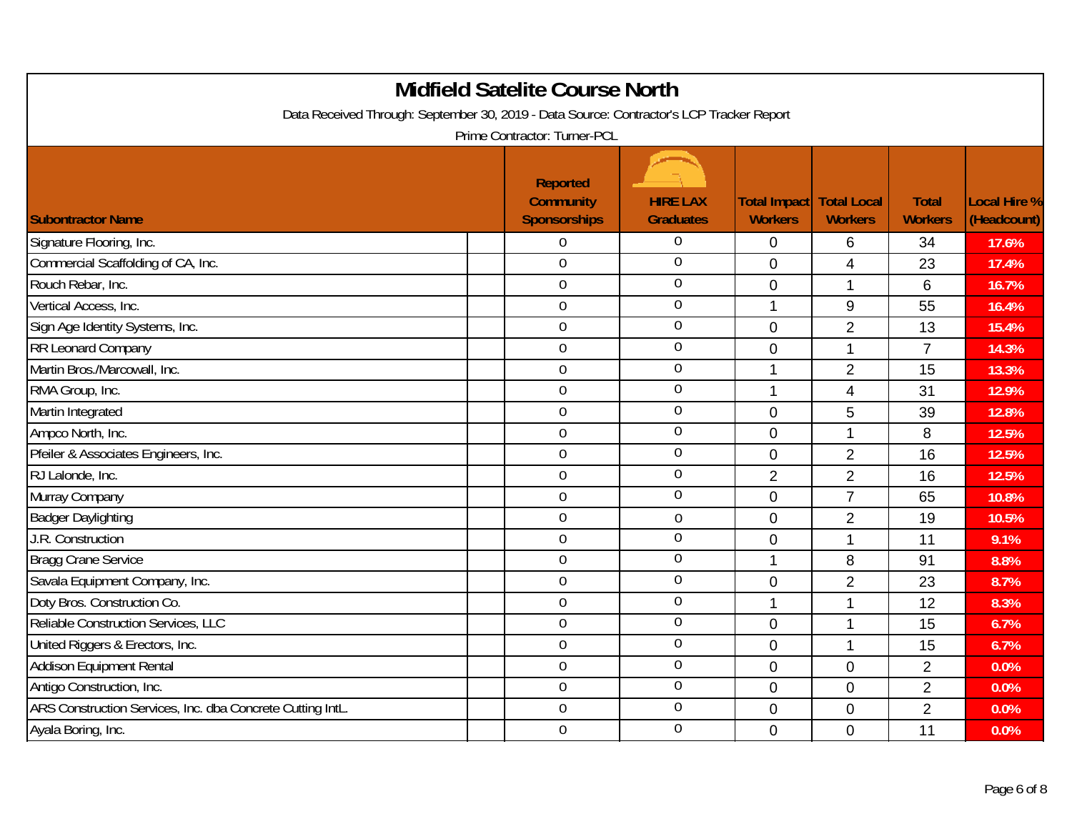# Midfield Satelite Course North

Data Received Through: September 30, 2019 - Data Source: Contractor's LCP Tracker Report

Prime Contractor: Turner-PCL

| Subontractor Name | Reported Community Sponsorships | HIRE LAX Graduates | Total Impact Workers | Total Local Workers | Total Workers | Local Hire % (Headcount) |
|---|---|---|---|---|---|---|
| Signature Flooring, Inc. | 0 | 0 | 0 | 6 | 34 | 17.6% |
| Commercial Scaffolding of CA, Inc. | 0 | 0 | 0 | 4 | 23 | 17.4% |
| Rouch Rebar, Inc. | 0 | 0 | 0 | 1 | 6 | 16.7% |
| Vertical Access, Inc. | 0 | 0 | 1 | 9 | 55 | 16.4% |
| Sign Age Identity Systems, Inc. | 0 | 0 | 0 | 2 | 13 | 15.4% |
| RR Leonard Company | 0 | 0 | 0 | 1 | 7 | 14.3% |
| Martin Bros./Marcowall, Inc. | 0 | 0 | 1 | 2 | 15 | 13.3% |
| RMA Group, Inc. | 0 | 0 | 1 | 4 | 31 | 12.9% |
| Martin Integrated | 0 | 0 | 0 | 5 | 39 | 12.8% |
| Ampco North, Inc. | 0 | 0 | 0 | 1 | 8 | 12.5% |
| Pfeiler & Associates Engineers, Inc. | 0 | 0 | 0 | 2 | 16 | 12.5% |
| RJ Lalonde, Inc. | 0 | 0 | 2 | 2 | 16 | 12.5% |
| Murray Company | 0 | 0 | 0 | 7 | 65 | 10.8% |
| Badger Daylighting | 0 | 0 | 0 | 2 | 19 | 10.5% |
| J.R. Construction | 0 | 0 | 0 | 1 | 11 | 9.1% |
| Bragg Crane Service | 0 | 0 | 1 | 8 | 91 | 8.8% |
| Savala Equipment Company, Inc. | 0 | 0 | 0 | 2 | 23 | 8.7% |
| Doty Bros. Construction Co. | 0 | 0 | 1 | 1 | 12 | 8.3% |
| Reliable Construction Services, LLC | 0 | 0 | 0 | 1 | 15 | 6.7% |
| United Riggers & Erectors, Inc. | 0 | 0 | 0 | 1 | 15 | 6.7% |
| Addison Equipment Rental | 0 | 0 | 0 | 0 | 2 | 0.0% |
| Antigo Construction, Inc. | 0 | 0 | 0 | 0 | 2 | 0.0% |
| ARS Construction Services, Inc. dba Concrete Cutting Intl. | 0 | 0 | 0 | 0 | 2 | 0.0% |
| Ayala Boring, Inc. | 0 | 0 | 0 | 0 | 11 | 0.0% |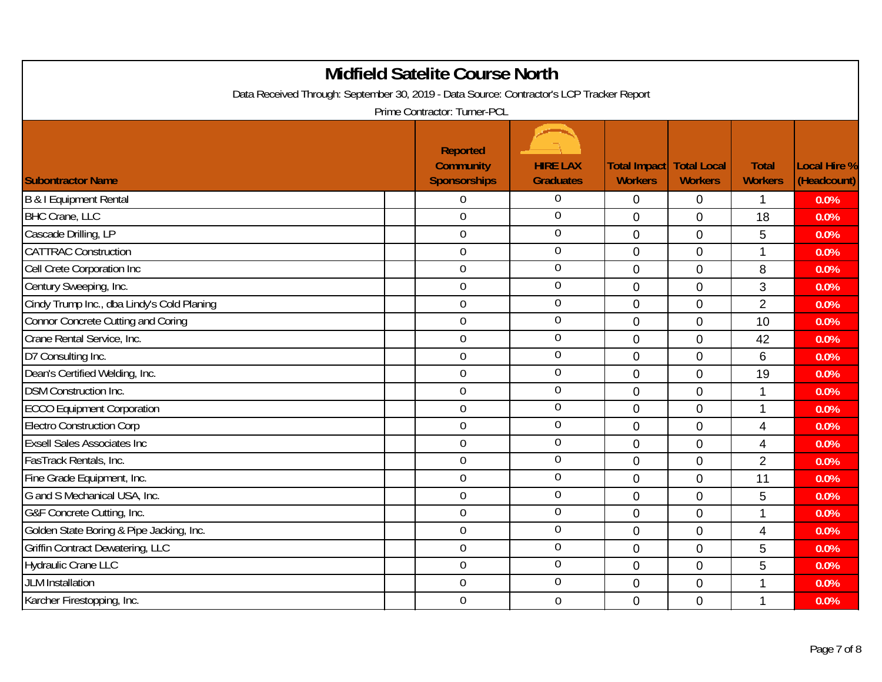# Midfield Satelite Course North

Data Received Through: September 30, 2019 - Data Source: Contractor's LCP Tracker Report

Prime Contractor: Turner-PCL

| Subontractor Name | Reported Community Sponsorships | HIRE LAX Graduates | Total Impact Workers | Total Local Workers | Total Workers | Local Hire % (Headcount) |
|---|---|---|---|---|---|---|
| B & I Equipment Rental | 0 | 0 | 0 | 0 | 1 | 0.0% |
| BHC Crane, LLC | 0 | 0 | 0 | 0 | 18 | 0.0% |
| Cascade Drilling, LP | 0 | 0 | 0 | 0 | 5 | 0.0% |
| CATTRAC Construction | 0 | 0 | 0 | 0 | 1 | 0.0% |
| Cell Crete Corporation Inc | 0 | 0 | 0 | 0 | 8 | 0.0% |
| Century Sweeping, Inc. | 0 | 0 | 0 | 0 | 3 | 0.0% |
| Cindy Trump Inc., dba Lindy's Cold Planing | 0 | 0 | 0 | 0 | 2 | 0.0% |
| Connor Concrete Cutting and Coring | 0 | 0 | 0 | 0 | 10 | 0.0% |
| Crane Rental Service, Inc. | 0 | 0 | 0 | 0 | 42 | 0.0% |
| D7 Consulting Inc. | 0 | 0 | 0 | 0 | 6 | 0.0% |
| Dean's Certified Welding, Inc. | 0 | 0 | 0 | 0 | 19 | 0.0% |
| DSM Construction Inc. | 0 | 0 | 0 | 0 | 1 | 0.0% |
| ECCO Equipment Corporation | 0 | 0 | 0 | 0 | 1 | 0.0% |
| Electro Construction Corp | 0 | 0 | 0 | 0 | 4 | 0.0% |
| Exsell Sales Associates Inc | 0 | 0 | 0 | 0 | 4 | 0.0% |
| FasTrack Rentals, Inc. | 0 | 0 | 0 | 0 | 2 | 0.0% |
| Fine Grade Equipment, Inc. | 0 | 0 | 0 | 0 | 11 | 0.0% |
| G and S Mechanical USA, Inc. | 0 | 0 | 0 | 0 | 5 | 0.0% |
| G&F Concrete Cutting, Inc. | 0 | 0 | 0 | 0 | 1 | 0.0% |
| Golden State Boring & Pipe Jacking, Inc. | 0 | 0 | 0 | 0 | 4 | 0.0% |
| Griffin Contract Dewatering, LLC | 0 | 0 | 0 | 0 | 5 | 0.0% |
| Hydraulic Crane LLC | 0 | 0 | 0 | 0 | 5 | 0.0% |
| JLM Installation | 0 | 0 | 0 | 0 | 1 | 0.0% |
| Karcher Firestopping, Inc. | 0 | 0 | 0 | 0 | 1 | 0.0% |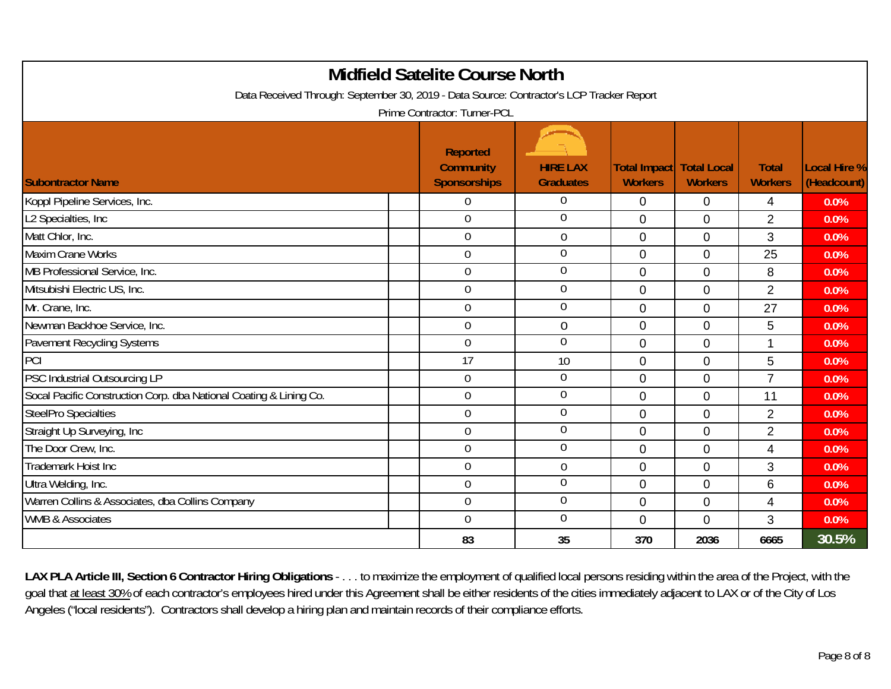# Midfield Satelite Course North

Data Received Through: September 30, 2019 - Data Source: Contractor's LCP Tracker Report

Prime Contractor: Turner-PCL

| Subontractor Name | Reported Community Sponsorships | HIRE LAX Graduates | Total Impact Workers | Total Local Workers | Total Workers | Local Hire % (Headcount) |
|---|---|---|---|---|---|---|
| Koppl Pipeline Services, Inc. | 0 | 0 | 0 | 0 | 4 | 0.0% |
| L2 Specialties, Inc | 0 | 0 | 0 | 0 | 2 | 0.0% |
| Matt Chlor, Inc. | 0 | 0 | 0 | 0 | 3 | 0.0% |
| Maxim Crane Works | 0 | 0 | 0 | 0 | 25 | 0.0% |
| MB Professional Service, Inc. | 0 | 0 | 0 | 0 | 8 | 0.0% |
| Mitsubishi Electric US, Inc. | 0 | 0 | 0 | 0 | 2 | 0.0% |
| Mr. Crane, Inc. | 0 | 0 | 0 | 0 | 27 | 0.0% |
| Newman Backhoe Service, Inc. | 0 | 0 | 0 | 0 | 5 | 0.0% |
| Pavement Recycling Systems | 0 | 0 | 0 | 0 | 1 | 0.0% |
| PCI | 17 | 10 | 0 | 0 | 5 | 0.0% |
| PSC Industrial Outsourcing LP | 0 | 0 | 0 | 0 | 7 | 0.0% |
| Socal Pacific Construction Corp. dba National Coating & Lining Co. | 0 | 0 | 0 | 0 | 11 | 0.0% |
| SteelPro Specialties | 0 | 0 | 0 | 0 | 2 | 0.0% |
| Straight Up Surveying, Inc | 0 | 0 | 0 | 0 | 2 | 0.0% |
| The Door Crew, Inc. | 0 | 0 | 0 | 0 | 4 | 0.0% |
| Trademark Hoist Inc | 0 | 0 | 0 | 0 | 3 | 0.0% |
| Ultra Welding, Inc. | 0 | 0 | 0 | 0 | 6 | 0.0% |
| Warren Collins & Associates, dba Collins Company | 0 | 0 | 0 | 0 | 4 | 0.0% |
| WMB & Associates | 0 | 0 | 0 | 0 | 3 | 0.0% |
| | 83 | 35 | 370 | 2036 | 6665 | 30.5% |

**LAX PLA Article III, Section 6 Contractor Hiring Obligations** - . . . to maximize the employment of qualified local persons residing within the area of the Project, with the goal that at least 30% of each contractor's employees hired under this Agreement shall be either residents of the cities immediately adjacent to LAX or of the City of Los Angeles ("local residents"). Contractors shall develop a hiring plan and maintain records of their compliance efforts.